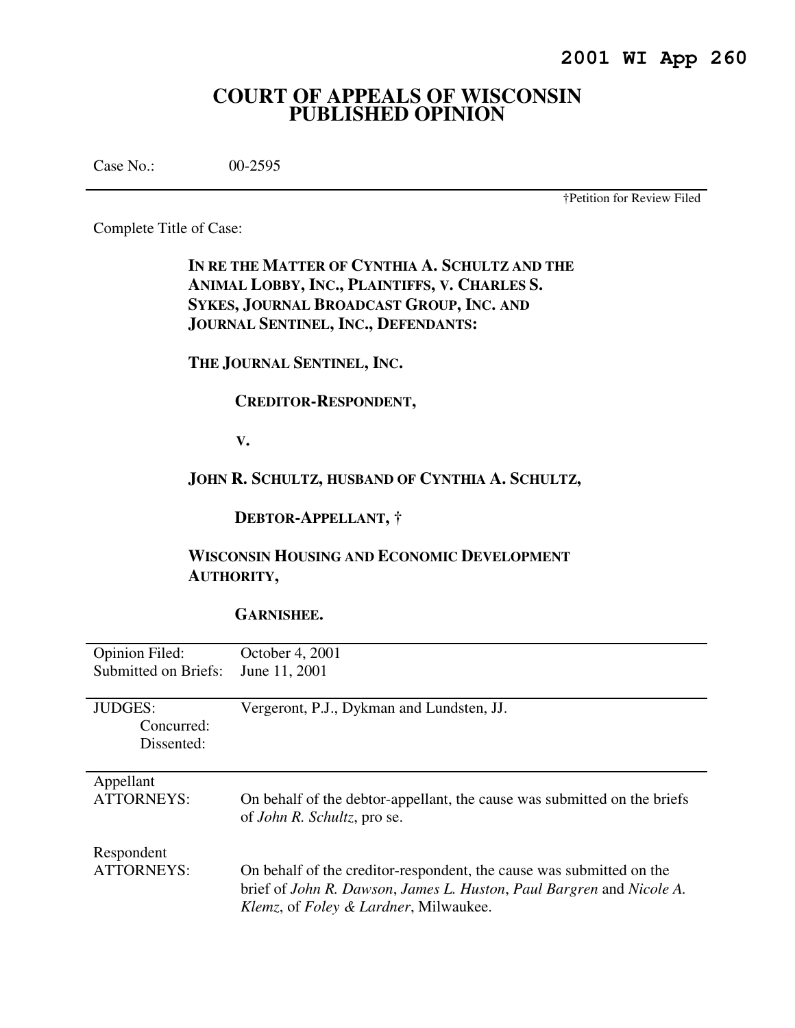**2001 WI App 260**

# COURT OF APPEALS OF WISCONSIN PUBLISHED OPINION

Case No.: 00-2595

†Petition for Review Filed

Complete Title of Case:

**IN RE THE MATTER OF CYNTHIA A. SCHULTZ AND THE ANIMAL LOBBY, INC., PLAINTIFFS, V. CHARLES S. SYKES, JOURNAL BROADCAST GROUP, INC. AND JOURNAL SENTINEL, INC., DEFENDANTS:**

**THE JOURNAL SENTINEL, INC.**

**CREDITOR-RESPONDENT,**

**V.**

**JOHN R. SCHULTZ, HUSBAND OF CYNTHIA A. SCHULTZ,**

**DEBTOR-APPELLANT, †**

**WISCONSIN HOUSING AND ECONOMIC DEVELOPMENT AUTHORITY,**

**GARNISHEE.**

| | |
|---|---|
| Opinion Filed: | October 4, 2001 |
| Submitted on Briefs: | June 11, 2001 |
| JUDGES: | Vergeront, P.J., Dykman and Lundsten, JJ. |
| Concurred: | |
| Dissented: | |
| Appellant ATTORNEYS: | On behalf of the debtor-appellant, the cause was submitted on the briefs of *John R. Schultz*, pro se. |
| Respondent ATTORNEYS: | On behalf of the creditor-respondent, the cause was submitted on the brief of *John R. Dawson*, *James L. Huston*, *Paul Bargren* and *Nicole A. Klemz*, of *Foley & Lardner*, Milwaukee. |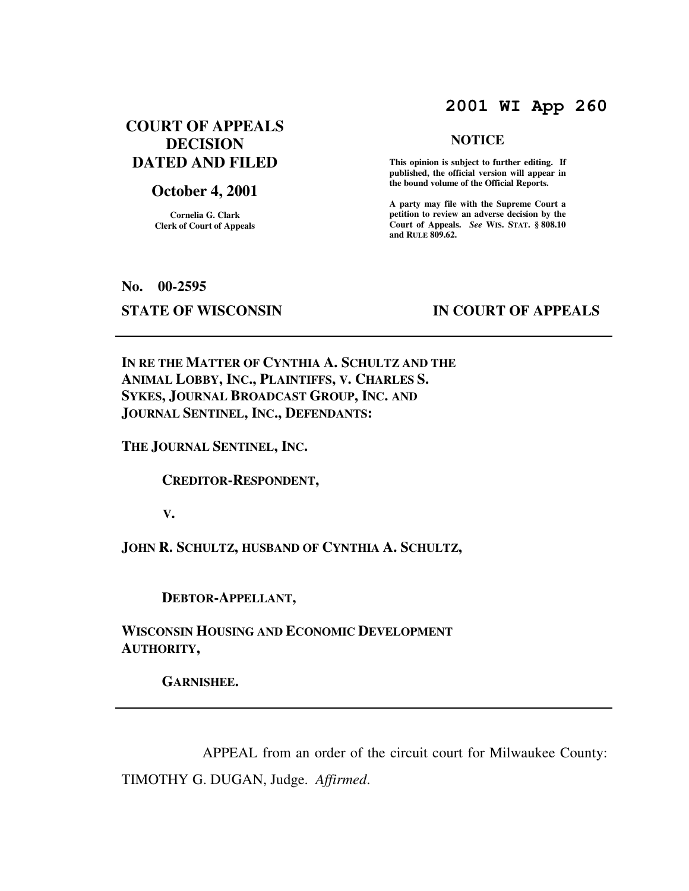# 2001 WI App 260

## COURT OF APPEALS DECISION DATED AND FILED

## October 4, 2001

**Cornelia G. Clark**
**Clerk of Court of Appeals**

**NOTICE**

**This opinion is subject to further editing. If published, the official version will appear in the bound volume of the Official Reports.**

**A party may file with the Supreme Court a petition to review an adverse decision by the Court of Appeals.** ***See*** **WIS. STAT. § 808.10 and RULE 809.62.**

**No. 00-2595**

**STATE OF WISCONSIN** **IN COURT OF APPEALS**

---

**IN RE THE MATTER OF CYNTHIA A. SCHULTZ AND THE ANIMAL LOBBY, INC., PLAINTIFFS, V. CHARLES S. SYKES, JOURNAL BROADCAST GROUP, INC. AND JOURNAL SENTINEL, INC., DEFENDANTS:**

**THE JOURNAL SENTINEL, INC.**

**CREDITOR-RESPONDENT,**

**V.**

**JOHN R. SCHULTZ, HUSBAND OF CYNTHIA A. SCHULTZ,**

**DEBTOR-APPELLANT,**

**WISCONSIN HOUSING AND ECONOMIC DEVELOPMENT AUTHORITY,**

**GARNISHEE.**

---

APPEAL from an order of the circuit court for Milwaukee County: TIMOTHY G. DUGAN, Judge. *Affirmed.*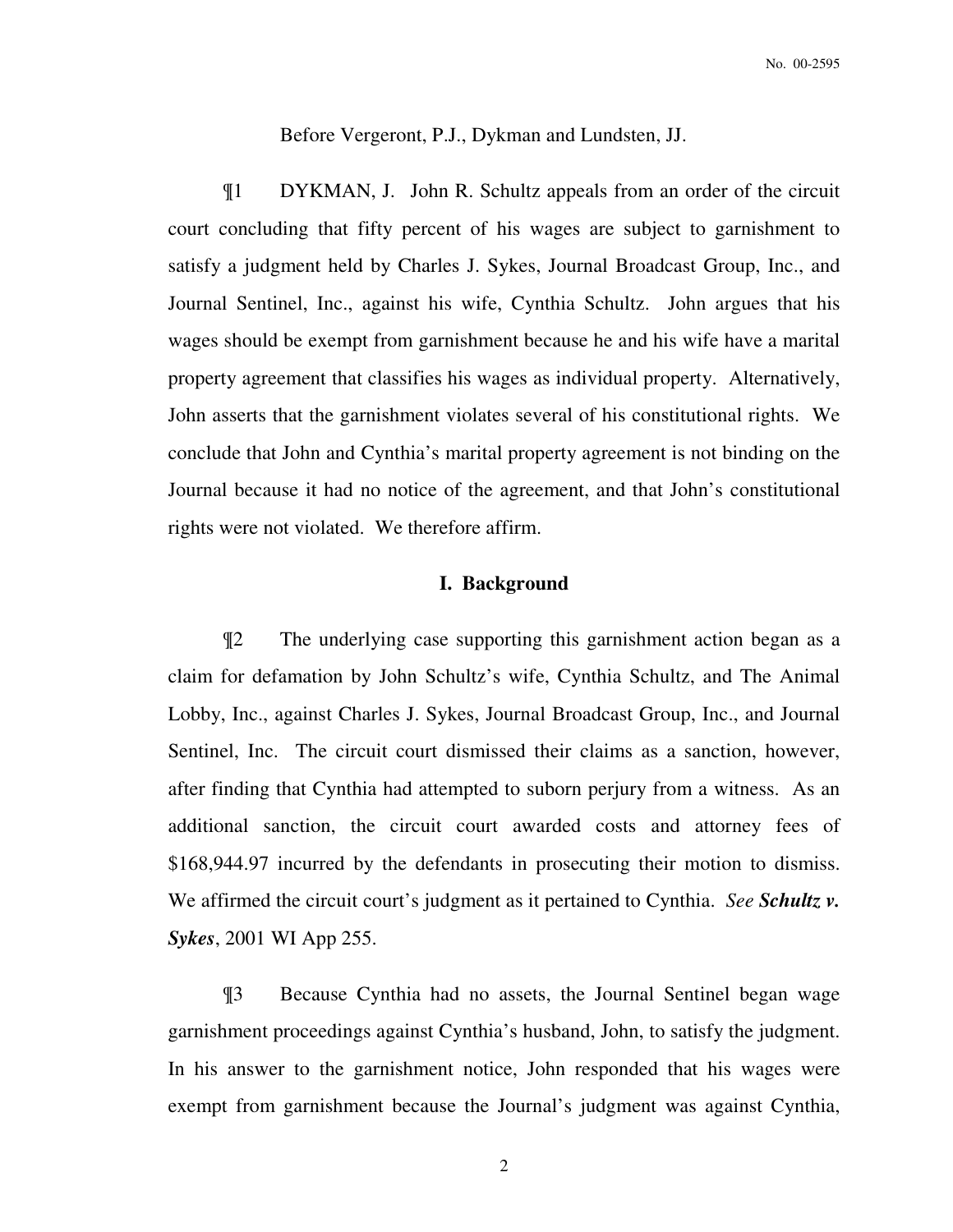Before Vergeront, P.J., Dykman and Lundsten, JJ.

¶1 DYKMAN, J. John R. Schultz appeals from an order of the circuit court concluding that fifty percent of his wages are subject to garnishment to satisfy a judgment held by Charles J. Sykes, Journal Broadcast Group, Inc., and Journal Sentinel, Inc., against his wife, Cynthia Schultz. John argues that his wages should be exempt from garnishment because he and his wife have a marital property agreement that classifies his wages as individual property. Alternatively, John asserts that the garnishment violates several of his constitutional rights. We conclude that John and Cynthia's marital property agreement is not binding on the Journal because it had no notice of the agreement, and that John's constitutional rights were not violated. We therefore affirm.

## I. Background

¶2 The underlying case supporting this garnishment action began as a claim for defamation by John Schultz's wife, Cynthia Schultz, and The Animal Lobby, Inc., against Charles J. Sykes, Journal Broadcast Group, Inc., and Journal Sentinel, Inc. The circuit court dismissed their claims as a sanction, however, after finding that Cynthia had attempted to suborn perjury from a witness. As an additional sanction, the circuit court awarded costs and attorney fees of $168,944.97 incurred by the defendants in prosecuting their motion to dismiss. We affirmed the circuit court's judgment as it pertained to Cynthia. *See* ***Schultz v. Sykes***, 2001 WI App 255.

¶3 Because Cynthia had no assets, the Journal Sentinel began wage garnishment proceedings against Cynthia's husband, John, to satisfy the judgment. In his answer to the garnishment notice, John responded that his wages were exempt from garnishment because the Journal's judgment was against Cynthia,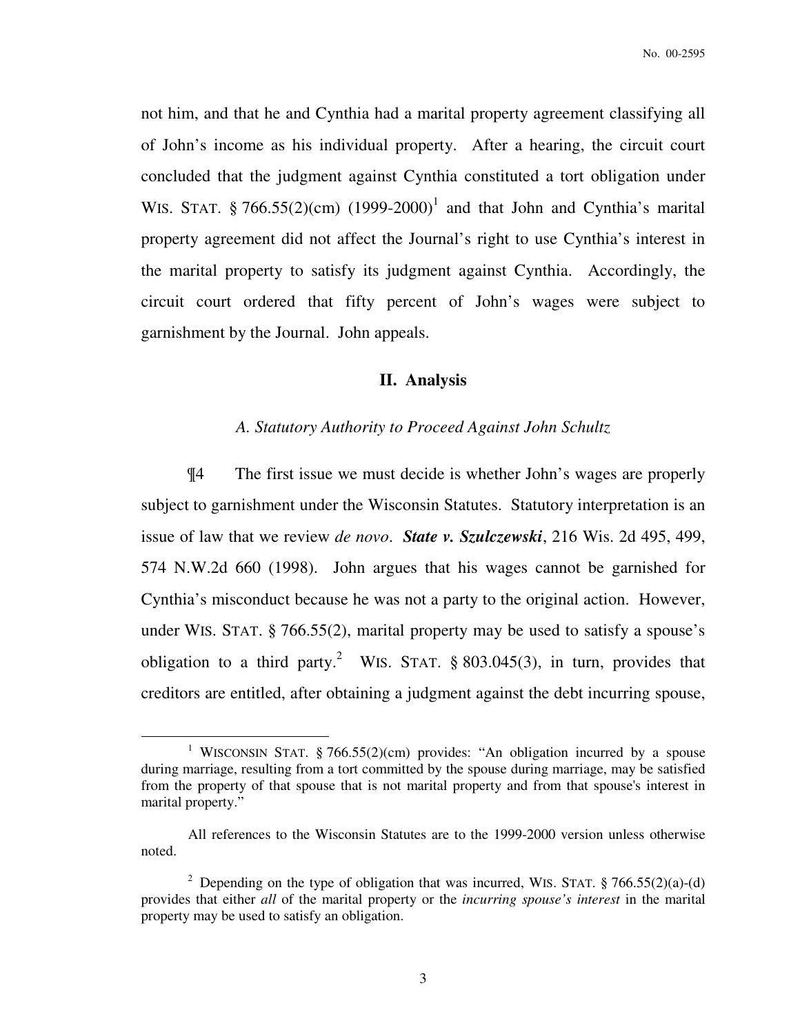not him, and that he and Cynthia had a marital property agreement classifying all of John's income as his individual property. After a hearing, the circuit court concluded that the judgment against Cynthia constituted a tort obligation under WIS. STAT. § 766.55(2)(cm) (1999-2000)[1] and that John and Cynthia's marital property agreement did not affect the Journal's right to use Cynthia's interest in the marital property to satisfy its judgment against Cynthia. Accordingly, the circuit court ordered that fifty percent of John's wages were subject to garnishment by the Journal. John appeals.

## II. Analysis

### *A. Statutory Authority to Proceed Against John Schultz*

¶4 The first issue we must decide is whether John's wages are properly subject to garnishment under the Wisconsin Statutes. Statutory interpretation is an issue of law that we review *de novo*. ***State v. Szulczewski***, 216 Wis. 2d 495, 499, 574 N.W.2d 660 (1998). John argues that his wages cannot be garnished for Cynthia's misconduct because he was not a party to the original action. However, under WIS. STAT. § 766.55(2), marital property may be used to satisfy a spouse's obligation to a third party.[2] WIS. STAT. § 803.045(3), in turn, provides that creditors are entitled, after obtaining a judgment against the debt incurring spouse,

---

[1] WISCONSIN STAT. § 766.55(2)(cm) provides: "An obligation incurred by a spouse during marriage, resulting from a tort committed by the spouse during marriage, may be satisfied from the property of that spouse that is not marital property and from that spouse's interest in marital property."

All references to the Wisconsin Statutes are to the 1999-2000 version unless otherwise noted.

[2] Depending on the type of obligation that was incurred, WIS. STAT. § 766.55(2)(a)-(d) provides that either *all* of the marital property or the *incurring spouse's interest* in the marital property may be used to satisfy an obligation.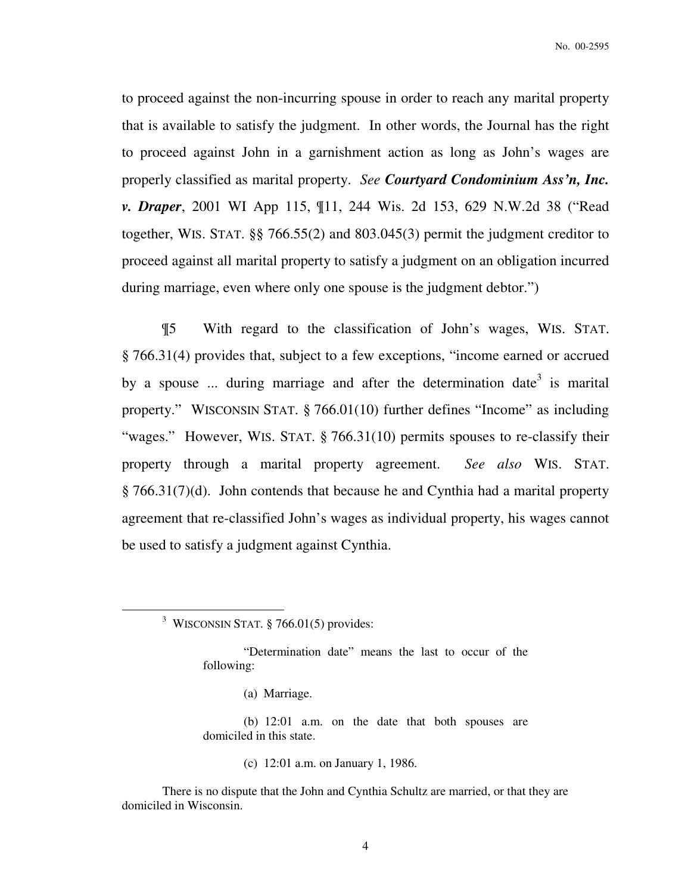to proceed against the non-incurring spouse in order to reach any marital property that is available to satisfy the judgment. In other words, the Journal has the right to proceed against John in a garnishment action as long as John's wages are properly classified as marital property. *See* ***Courtyard Condominium Ass'n, Inc. v. Draper***, 2001 WI App 115, ¶11, 244 Wis. 2d 153, 629 N.W.2d 38 ("Read together, WIS. STAT. §§ 766.55(2) and 803.045(3) permit the judgment creditor to proceed against all marital property to satisfy a judgment on an obligation incurred during marriage, even where only one spouse is the judgment debtor.")

¶5 With regard to the classification of John's wages, WIS. STAT. § 766.31(4) provides that, subject to a few exceptions, "income earned or accrued by a spouse ... during marriage and after the determination date[3] is marital property." WISCONSIN STAT. § 766.01(10) further defines "Income" as including "wages." However, WIS. STAT. § 766.31(10) permits spouses to re-classify their property through a marital property agreement. *See also* WIS. STAT. § 766.31(7)(d). John contends that because he and Cynthia had a marital property agreement that re-classified John's wages as individual property, his wages cannot be used to satisfy a judgment against Cynthia.

---

[3] WISCONSIN STAT. § 766.01(5) provides:

> "Determination date" means the last to occur of the following:
>
> (a) Marriage.
>
> (b) 12:01 a.m. on the date that both spouses are domiciled in this state.
>
> (c) 12:01 a.m. on January 1, 1986.

There is no dispute that the John and Cynthia Schultz are married, or that they are domiciled in Wisconsin.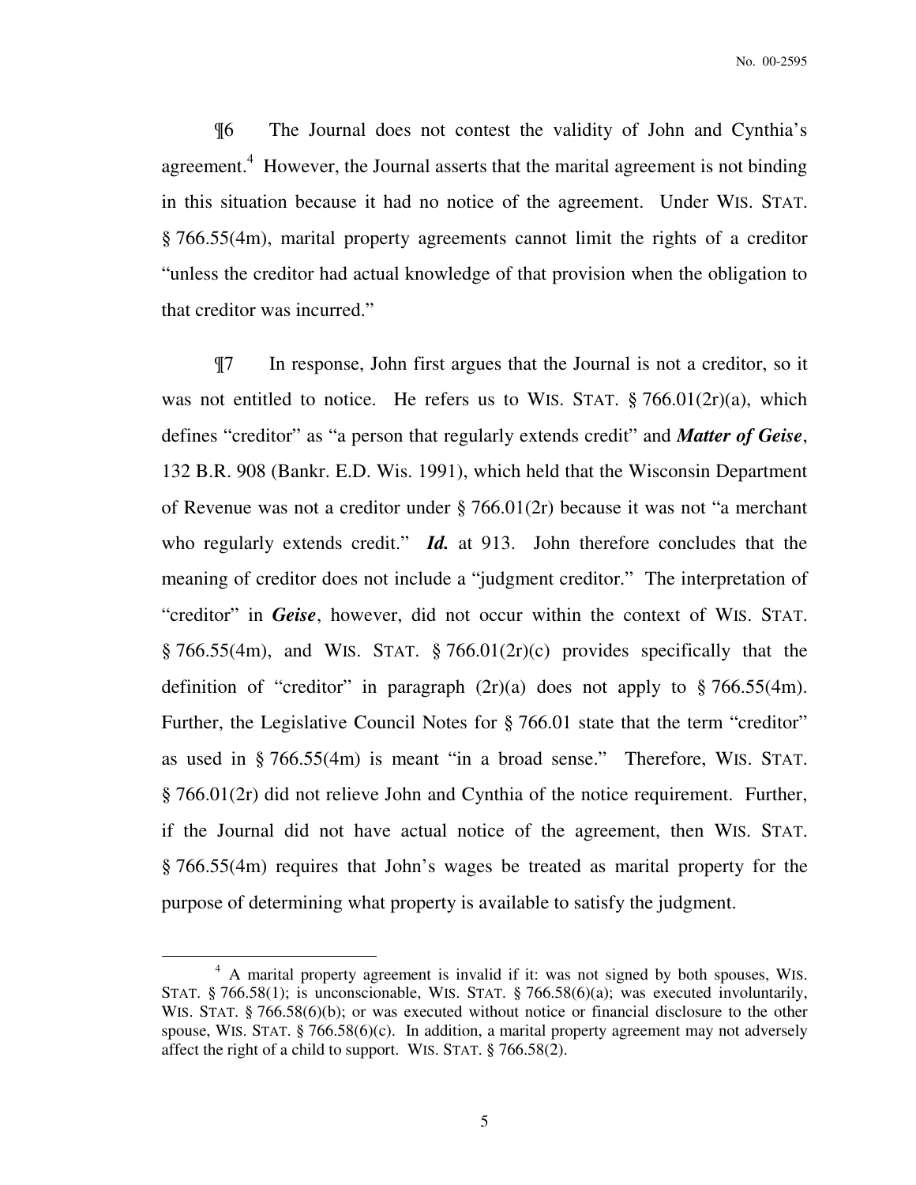¶6 The Journal does not contest the validity of John and Cynthia's agreement.[4] However, the Journal asserts that the marital agreement is not binding in this situation because it had no notice of the agreement. Under WIS. STAT. § 766.55(4m), marital property agreements cannot limit the rights of a creditor "unless the creditor had actual knowledge of that provision when the obligation to that creditor was incurred."

¶7 In response, John first argues that the Journal is not a creditor, so it was not entitled to notice. He refers us to WIS. STAT. § 766.01(2r)(a), which defines "creditor" as "a person that regularly extends credit" and ***Matter of Geise***, 132 B.R. 908 (Bankr. E.D. Wis. 1991), which held that the Wisconsin Department of Revenue was not a creditor under § 766.01(2r) because it was not "a merchant who regularly extends credit." ***Id.*** at 913. John therefore concludes that the meaning of creditor does not include a "judgment creditor." The interpretation of "creditor" in ***Geise***, however, did not occur within the context of WIS. STAT. § 766.55(4m), and WIS. STAT. § 766.01(2r)(c) provides specifically that the definition of "creditor" in paragraph (2r)(a) does not apply to § 766.55(4m). Further, the Legislative Council Notes for § 766.01 state that the term "creditor" as used in § 766.55(4m) is meant "in a broad sense." Therefore, WIS. STAT. § 766.01(2r) did not relieve John and Cynthia of the notice requirement. Further, if the Journal did not have actual notice of the agreement, then WIS. STAT. § 766.55(4m) requires that John's wages be treated as marital property for the purpose of determining what property is available to satisfy the judgment.

---

[4] A marital property agreement is invalid if it: was not signed by both spouses, WIS. STAT. § 766.58(1); is unconscionable, WIS. STAT. § 766.58(6)(a); was executed involuntarily, WIS. STAT. § 766.58(6)(b); or was executed without notice or financial disclosure to the other spouse, WIS. STAT. § 766.58(6)(c). In addition, a marital property agreement may not adversely affect the right of a child to support. WIS. STAT. § 766.58(2).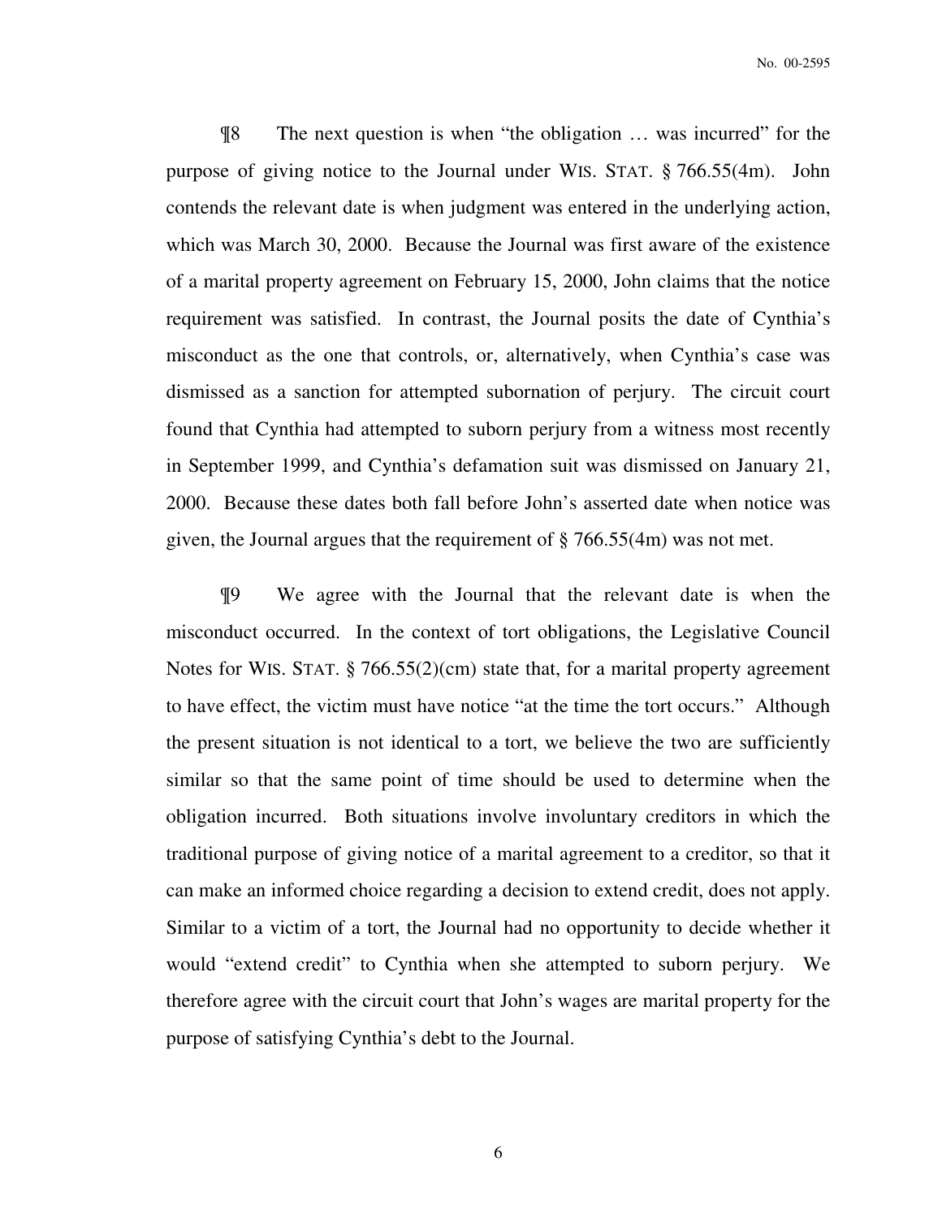¶8 The next question is when "the obligation … was incurred" for the purpose of giving notice to the Journal under WIS. STAT. § 766.55(4m). John contends the relevant date is when judgment was entered in the underlying action, which was March 30, 2000. Because the Journal was first aware of the existence of a marital property agreement on February 15, 2000, John claims that the notice requirement was satisfied. In contrast, the Journal posits the date of Cynthia's misconduct as the one that controls, or, alternatively, when Cynthia's case was dismissed as a sanction for attempted subornation of perjury. The circuit court found that Cynthia had attempted to suborn perjury from a witness most recently in September 1999, and Cynthia's defamation suit was dismissed on January 21, 2000. Because these dates both fall before John's asserted date when notice was given, the Journal argues that the requirement of § 766.55(4m) was not met.

¶9 We agree with the Journal that the relevant date is when the misconduct occurred. In the context of tort obligations, the Legislative Council Notes for WIS. STAT. § 766.55(2)(cm) state that, for a marital property agreement to have effect, the victim must have notice "at the time the tort occurs." Although the present situation is not identical to a tort, we believe the two are sufficiently similar so that the same point of time should be used to determine when the obligation incurred. Both situations involve involuntary creditors in which the traditional purpose of giving notice of a marital agreement to a creditor, so that it can make an informed choice regarding a decision to extend credit, does not apply. Similar to a victim of a tort, the Journal had no opportunity to decide whether it would "extend credit" to Cynthia when she attempted to suborn perjury. We therefore agree with the circuit court that John's wages are marital property for the purpose of satisfying Cynthia's debt to the Journal.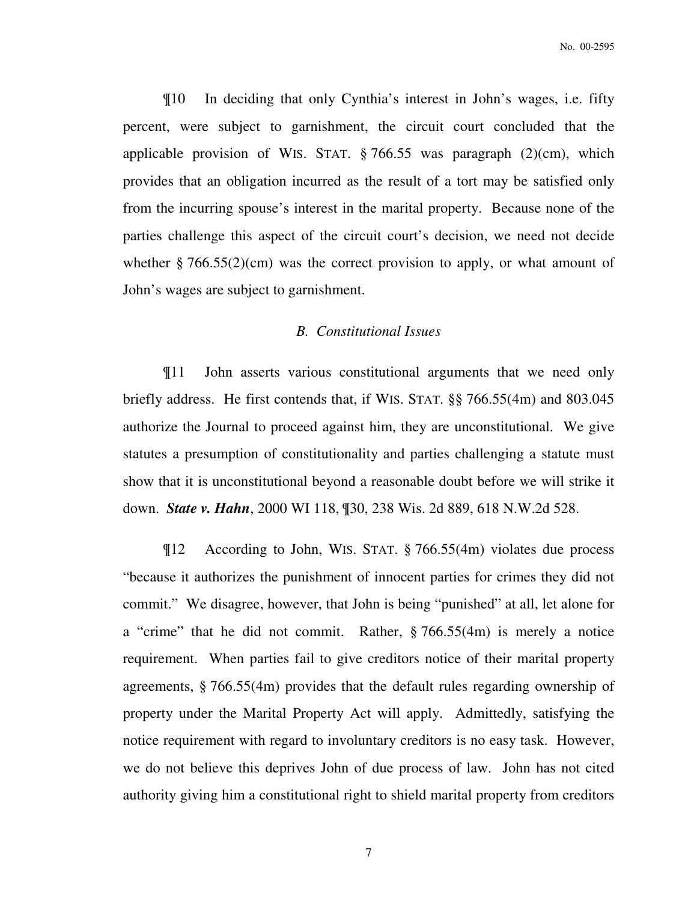¶10 In deciding that only Cynthia's interest in John's wages, i.e. fifty percent, were subject to garnishment, the circuit court concluded that the applicable provision of WIS. STAT. § 766.55 was paragraph (2)(cm), which provides that an obligation incurred as the result of a tort may be satisfied only from the incurring spouse's interest in the marital property. Because none of the parties challenge this aspect of the circuit court's decision, we need not decide whether § 766.55(2)(cm) was the correct provision to apply, or what amount of John's wages are subject to garnishment.

### *B. Constitutional Issues*

¶11 John asserts various constitutional arguments that we need only briefly address. He first contends that, if WIS. STAT. §§ 766.55(4m) and 803.045 authorize the Journal to proceed against him, they are unconstitutional. We give statutes a presumption of constitutionality and parties challenging a statute must show that it is unconstitutional beyond a reasonable doubt before we will strike it down. ***State v. Hahn***, 2000 WI 118, ¶30, 238 Wis. 2d 889, 618 N.W.2d 528.

¶12 According to John, WIS. STAT. § 766.55(4m) violates due process "because it authorizes the punishment of innocent parties for crimes they did not commit." We disagree, however, that John is being "punished" at all, let alone for a "crime" that he did not commit. Rather, § 766.55(4m) is merely a notice requirement. When parties fail to give creditors notice of their marital property agreements, § 766.55(4m) provides that the default rules regarding ownership of property under the Marital Property Act will apply. Admittedly, satisfying the notice requirement with regard to involuntary creditors is no easy task. However, we do not believe this deprives John of due process of law. John has not cited authority giving him a constitutional right to shield marital property from creditors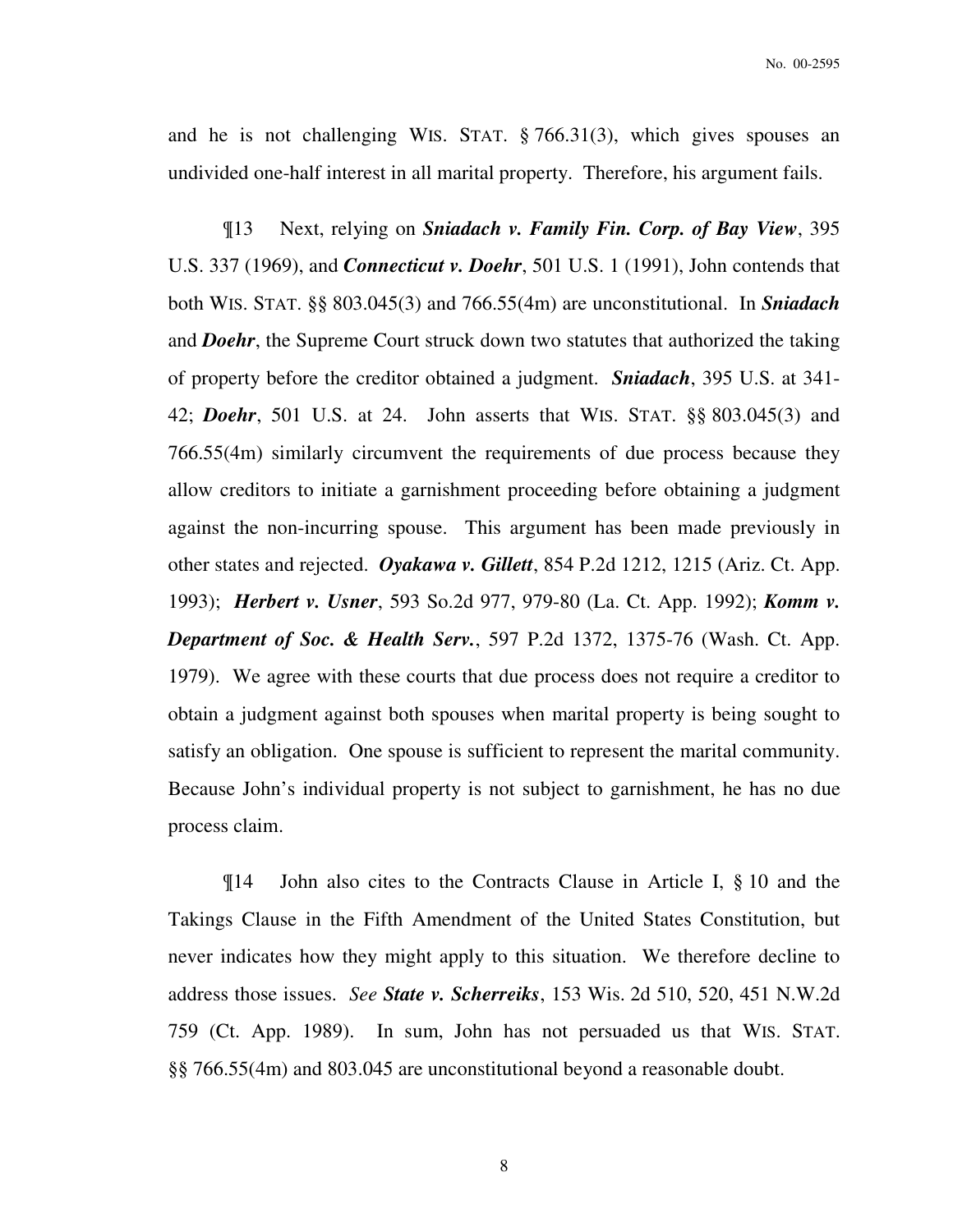and he is not challenging WIS. STAT. § 766.31(3), which gives spouses an undivided one-half interest in all marital property. Therefore, his argument fails.

¶13 Next, relying on ***Sniadach v. Family Fin. Corp. of Bay View***, 395 U.S. 337 (1969), and ***Connecticut v. Doehr***, 501 U.S. 1 (1991), John contends that both WIS. STAT. §§ 803.045(3) and 766.55(4m) are unconstitutional. In ***Sniadach*** and ***Doehr***, the Supreme Court struck down two statutes that authorized the taking of property before the creditor obtained a judgment. ***Sniadach***, 395 U.S. at 341-42; ***Doehr***, 501 U.S. at 24. John asserts that WIS. STAT. §§ 803.045(3) and 766.55(4m) similarly circumvent the requirements of due process because they allow creditors to initiate a garnishment proceeding before obtaining a judgment against the non-incurring spouse. This argument has been made previously in other states and rejected. ***Oyakawa v. Gillett***, 854 P.2d 1212, 1215 (Ariz. Ct. App. 1993); ***Herbert v. Usner***, 593 So.2d 977, 979-80 (La. Ct. App. 1992); ***Komm v. Department of Soc. & Health Serv.***, 597 P.2d 1372, 1375-76 (Wash. Ct. App. 1979). We agree with these courts that due process does not require a creditor to obtain a judgment against both spouses when marital property is being sought to satisfy an obligation. One spouse is sufficient to represent the marital community. Because John's individual property is not subject to garnishment, he has no due process claim.

¶14 John also cites to the Contracts Clause in Article I, § 10 and the Takings Clause in the Fifth Amendment of the United States Constitution, but never indicates how they might apply to this situation. We therefore decline to address those issues. *See* ***State v. Scherreiks***, 153 Wis. 2d 510, 520, 451 N.W.2d 759 (Ct. App. 1989). In sum, John has not persuaded us that WIS. STAT. §§ 766.55(4m) and 803.045 are unconstitutional beyond a reasonable doubt.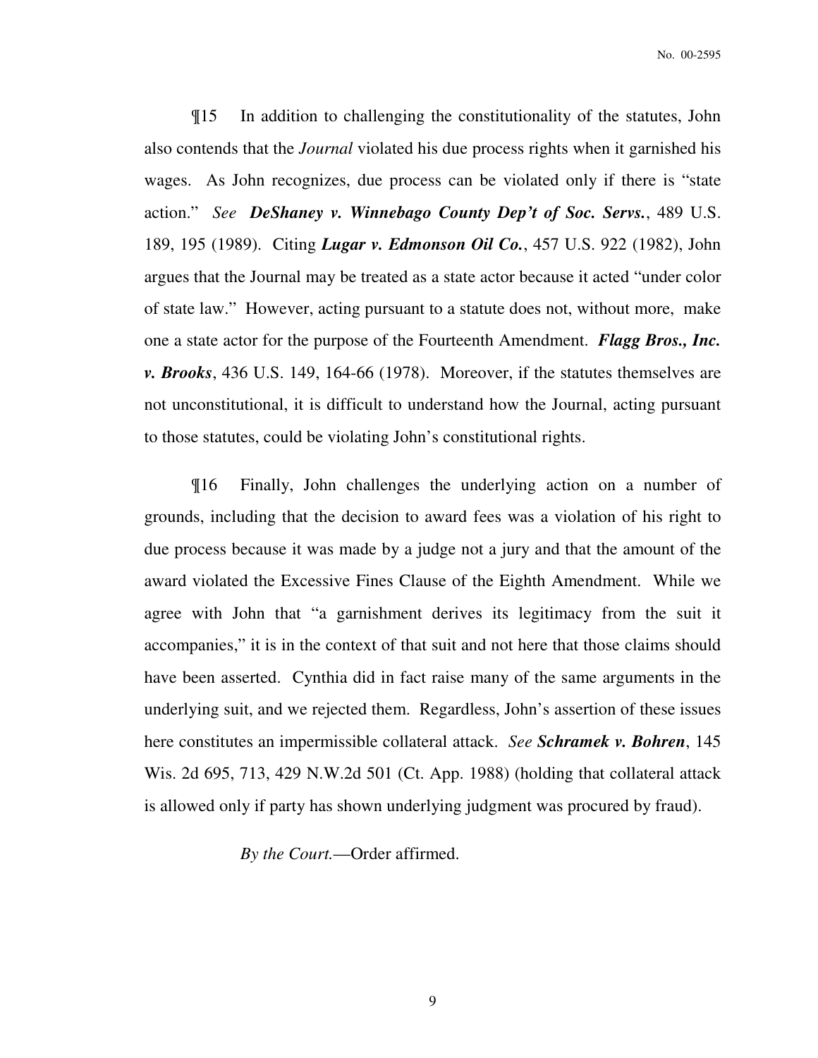¶15 In addition to challenging the constitutionality of the statutes, John also contends that the *Journal* violated his due process rights when it garnished his wages. As John recognizes, due process can be violated only if there is "state action." *See* ***DeShaney v. Winnebago County Dep't of Soc. Servs.***, 489 U.S. 189, 195 (1989). Citing ***Lugar v. Edmonson Oil Co.***, 457 U.S. 922 (1982), John argues that the Journal may be treated as a state actor because it acted "under color of state law." However, acting pursuant to a statute does not, without more, make one a state actor for the purpose of the Fourteenth Amendment. ***Flagg Bros., Inc. v. Brooks***, 436 U.S. 149, 164-66 (1978). Moreover, if the statutes themselves are not unconstitutional, it is difficult to understand how the Journal, acting pursuant to those statutes, could be violating John's constitutional rights.

¶16 Finally, John challenges the underlying action on a number of grounds, including that the decision to award fees was a violation of his right to due process because it was made by a judge not a jury and that the amount of the award violated the Excessive Fines Clause of the Eighth Amendment. While we agree with John that "a garnishment derives its legitimacy from the suit it accompanies," it is in the context of that suit and not here that those claims should have been asserted. Cynthia did in fact raise many of the same arguments in the underlying suit, and we rejected them. Regardless, John's assertion of these issues here constitutes an impermissible collateral attack. *See* ***Schramek v. Bohren***, 145 Wis. 2d 695, 713, 429 N.W.2d 501 (Ct. App. 1988) (holding that collateral attack is allowed only if party has shown underlying judgment was procured by fraud).

*By the Court.*—Order affirmed.